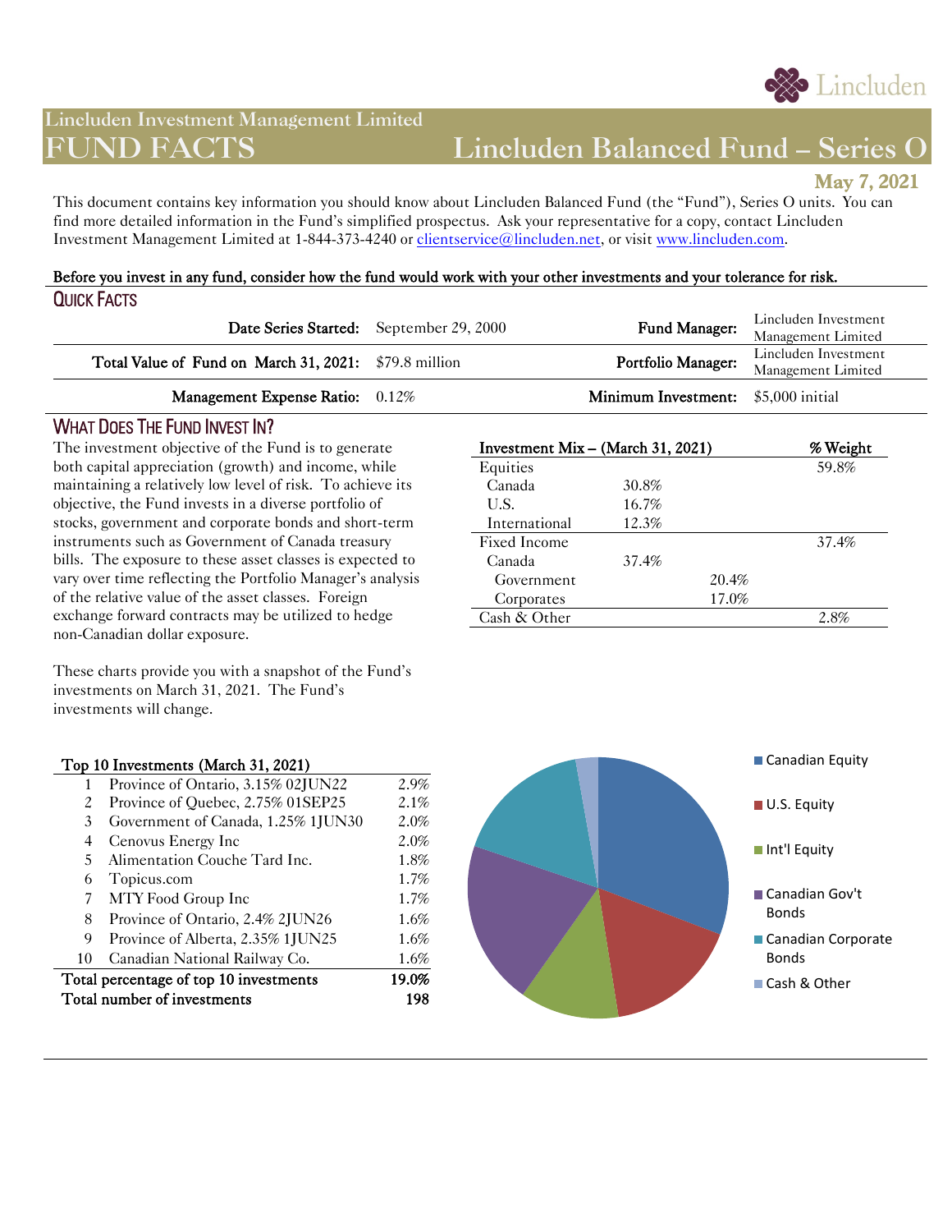Lincluden Investment Management Limited

# FUND FACTS

# Lincluden Balanced Fund – Series O

**May 7, 2021**

This document contains key information you should know about Lincluden Balanced Fund (the "Fund"), Series O units. You can find more detailed information in the Fund's simplified prospectus. Ask your representative for a copy, contact Lincluden Investment Management Limited at 1-844-373-4240 or clientservice@lincluden.net, or visit www.lincluden.com.

**Before you invest in any fund, consider how the fund would work with your other investments and your tolerance for risk.**

## Quick Facts

| | | | |
|---|---|---|---|
| **Date Series Started:** | September 29, 2000 | **Fund Manager:** | Lincluden Investment Management Limited |
| **Total Value of Fund on March 31, 2021:** | $79.8 million | **Portfolio Manager:** | Lincluden Investment Management Limited |
| **Management Expense Ratio:** | 0.12% | **Minimum Investment:** | $5,000 initial |

## What Does The Fund Invest In?

The investment objective of the Fund is to generate both capital appreciation (growth) and income, while maintaining a relatively low level of risk. To achieve its objective, the Fund invests in a diverse portfolio of stocks, government and corporate bonds and short-term instruments such as Government of Canada treasury bills. The exposure to these asset classes is expected to vary over time reflecting the Portfolio Manager's analysis of the relative value of the asset classes. Foreign exchange forward contracts may be utilized to hedge non-Canadian dollar exposure.

These charts provide you with a snapshot of the Fund's investments on March 31, 2021. The Fund's investments will change.

| Investment Mix – (March 31, 2021) | | | % Weight |
|---|---|---|---|
| Equities | | | 59.8% |
| Canada | 30.8% | | |
| U.S. | 16.7% | | |
| International | 12.3% | | |
| Fixed Income | | | 37.4% |
| Canada | 37.4% | | |
| Government | | 20.4% | |
| Corporates | | 17.0% | |
| Cash & Other | | | 2.8% |

| Top 10 Investments (March 31, 2021) | | |
|---|---|---|
| 1 | Province of Ontario, 3.15% 02JUN22 | 2.9% |
| 2 | Province of Quebec, 2.75% 01SEP25 | 2.1% |
| 3 | Government of Canada, 1.25% 1JUN30 | 2.0% |
| 4 | Cenovus Energy Inc | 2.0% |
| 5 | Alimentation Couche Tard Inc. | 1.8% |
| 6 | Topicus.com | 1.7% |
| 7 | MTY Food Group Inc | 1.7% |
| 8 | Province of Ontario, 2.4% 2JUN26 | 1.6% |
| 9 | Province of Alberta, 2.35% 1JUN25 | 1.6% |
| 10 | Canadian National Railway Co. | 1.6% |
| **Total percentage of top 10 investments** | | **19.0%** |
| **Total number of investments** | | **198** |

Canadian Equity
U.S. Equity
Int'l Equity
Canadian Gov't Bonds
Canadian Corporate Bonds
Cash & Other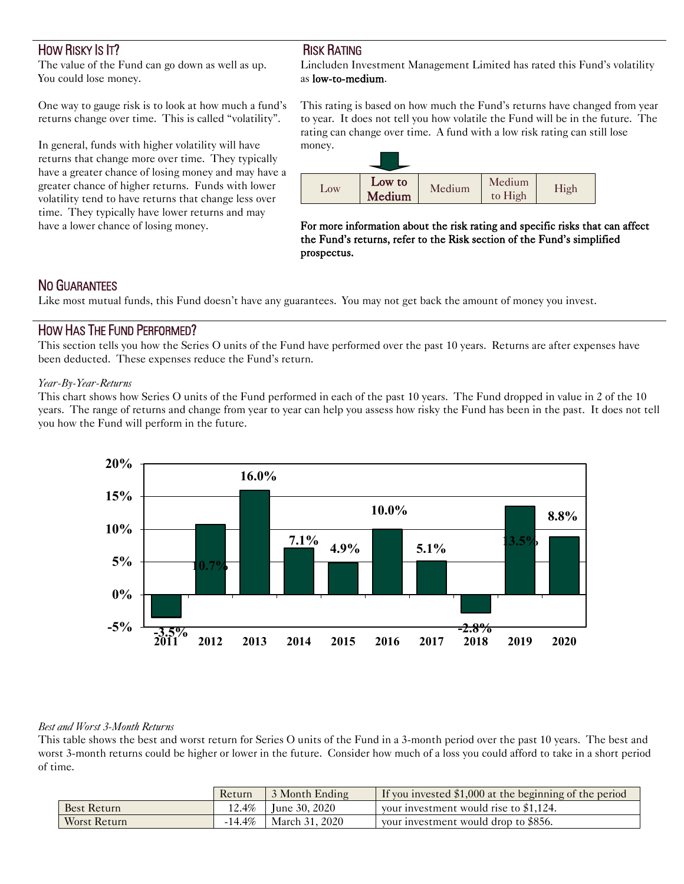## How Risky Is It?

The value of the Fund can go down as well as up. You could lose money.

One way to gauge risk is to look at how much a fund's returns change over time. This is called "volatility".

In general, funds with higher volatility will have returns that change more over time. They typically have a greater chance of losing money and may have a greater chance of higher returns. Funds with lower volatility tend to have returns that change less over time. They typically have lower returns and may have a lower chance of losing money.

## Risk Rating

Lincluden Investment Management Limited has rated this Fund's volatility as **low-to-medium**.

This rating is based on how much the Fund's returns have changed from year to year. It does not tell you how volatile the Fund will be in the future. The rating can change over time. A fund with a low risk rating can still lose money.

| Low | **Low to Medium** | Medium | Medium to High | High |
|---|---|---|---|---|

**For more information about the risk rating and specific risks that can affect the Fund's returns, refer to the Risk section of the Fund's simplified prospectus.**

## No Guarantees

Like most mutual funds, this Fund doesn't have any guarantees. You may not get back the amount of money you invest.

## How Has The Fund Performed?

This section tells you how the Series O units of the Fund have performed over the past 10 years. Returns are after expenses have been deducted. These expenses reduce the Fund's return.

*Year-By-Year-Returns*

This chart shows how Series O units of the Fund performed in each of the past 10 years. The Fund dropped in value in 2 of the 10 years. The range of returns and change from year to year can help you assess how risky the Fund has been in the past. It does not tell you how the Fund will perform in the future.

| 2011 | 2012 | 2013 | 2014 | 2015 | 2016 | 2017 | 2018 | 2019 | 2020 |
|---|---|---|---|---|---|---|---|---|---|
| -3.5% | 10.7% | 16.0% | 7.1% | 4.9% | 10.0% | 5.1% | -2.8% | 13.5% | 8.8% |

*Best and Worst 3-Month Returns*

This table shows the best and worst return for Series O units of the Fund in a 3-month period over the past 10 years. The best and worst 3-month returns could be higher or lower in the future. Consider how much of a loss you could afford to take in a short period of time.

| | Return | 3 Month Ending | If you invested $1,000 at the beginning of the period |
|---|---|---|---|
| Best Return | 12.4% | June 30, 2020 | your investment would rise to $1,124. |
| Worst Return | -14.4% | March 31, 2020 | your investment would drop to $856. |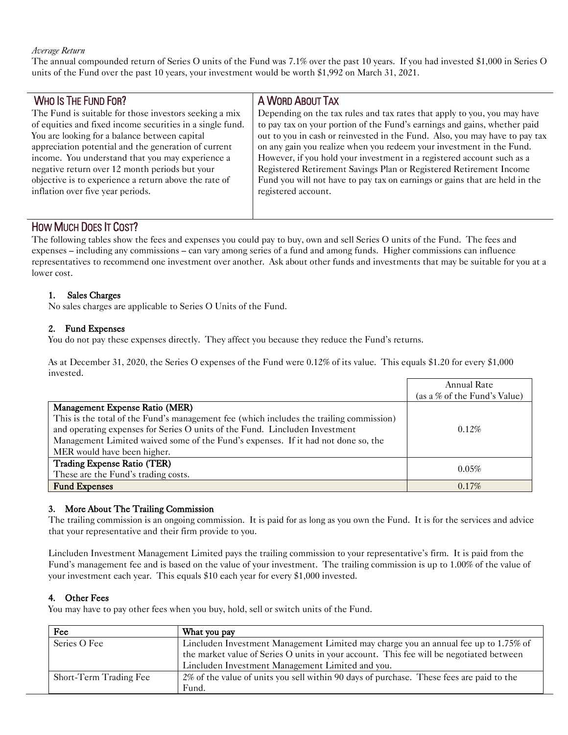*Average Return*

The annual compounded return of Series O units of the Fund was 7.1% over the past 10 years. If you had invested $1,000 in Series O units of the Fund over the past 10 years, your investment would be worth $1,992 on March 31, 2021.

## Who Is The Fund For?

The Fund is suitable for those investors seeking a mix of equities and fixed income securities in a single fund. You are looking for a balance between capital appreciation potential and the generation of current income. You understand that you may experience a negative return over 12 month periods but your objective is to experience a return above the rate of inflation over five year periods.

## A Word About Tax

Depending on the tax rules and tax rates that apply to you, you may have to pay tax on your portion of the Fund's earnings and gains, whether paid out to you in cash or reinvested in the Fund. Also, you may have to pay tax on any gain you realize when you redeem your investment in the Fund. However, if you hold your investment in a registered account such as a Registered Retirement Savings Plan or Registered Retirement Income Fund you will not have to pay tax on earnings or gains that are held in the registered account.

## How Much Does It Cost?

The following tables show the fees and expenses you could pay to buy, own and sell Series O units of the Fund. The fees and expenses – including any commissions – can vary among series of a fund and among funds. Higher commissions can influence representatives to recommend one investment over another. Ask about other funds and investments that may be suitable for you at a lower cost.

### 1. Sales Charges

No sales charges are applicable to Series O Units of the Fund.

### 2. Fund Expenses

You do not pay these expenses directly. They affect you because they reduce the Fund's returns.

As at December 31, 2020, the Series O expenses of the Fund were 0.12% of its value. This equals $1.20 for every $1,000 invested.

| | Annual Rate (as a % of the Fund's Value) |
|---|---|
| **Management Expense Ratio (MER)** This is the total of the Fund's management fee (which includes the trailing commission) and operating expenses for Series O units of the Fund. Lincluden Investment Management Limited waived some of the Fund's expenses. If it had not done so, the MER would have been higher. | 0.12% |
| **Trading Expense Ratio (TER)** These are the Fund's trading costs. | 0.05% |
| **Fund Expenses** | 0.17% |

### 3. More About The Trailing Commission

The trailing commission is an ongoing commission. It is paid for as long as you own the Fund. It is for the services and advice that your representative and their firm provide to you.

Lincluden Investment Management Limited pays the trailing commission to your representative's firm. It is paid from the Fund's management fee and is based on the value of your investment. The trailing commission is up to 1.00% of the value of your investment each year. This equals $10 each year for every $1,000 invested.

### 4. Other Fees

You may have to pay other fees when you buy, hold, sell or switch units of the Fund.

| Fee | What you pay |
|---|---|
| Series O Fee | Lincluden Investment Management Limited may charge you an annual fee up to 1.75% of the market value of Series O units in your account. This fee will be negotiated between Lincluden Investment Management Limited and you. |
| Short-Term Trading Fee | 2% of the value of units you sell within 90 days of purchase. These fees are paid to the Fund. |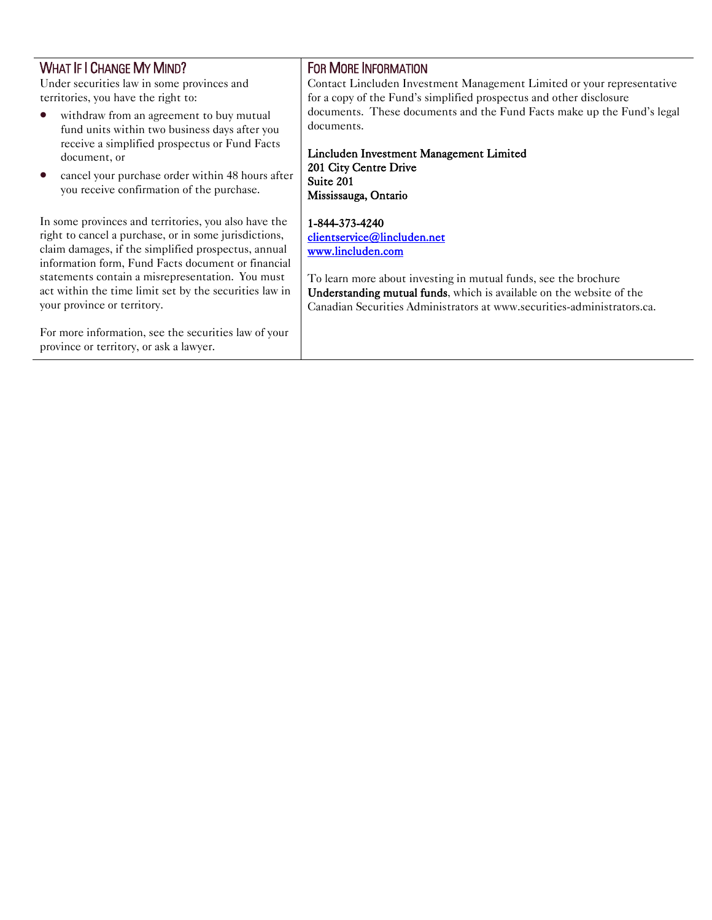## What If I Change My Mind?

Under securities law in some provinces and territories, you have the right to:

- withdraw from an agreement to buy mutual fund units within two business days after you receive a simplified prospectus or Fund Facts document, or
- cancel your purchase order within 48 hours after you receive confirmation of the purchase.

In some provinces and territories, you also have the right to cancel a purchase, or in some jurisdictions, claim damages, if the simplified prospectus, annual information form, Fund Facts document or financial statements contain a misrepresentation. You must act within the time limit set by the securities law in your province or territory.

For more information, see the securities law of your province or territory, or ask a lawyer.

## For More Information

Contact Lincluden Investment Management Limited or your representative for a copy of the Fund's simplified prospectus and other disclosure documents. These documents and the Fund Facts make up the Fund's legal documents.

Lincluden Investment Management Limited
201 City Centre Drive
Suite 201
Mississauga, Ontario

1-844-373-4240
clientservice@lincluden.net
www.lincluden.com

To learn more about investing in mutual funds, see the brochure **Understanding mutual funds**, which is available on the website of the Canadian Securities Administrators at www.securities-administrators.ca.